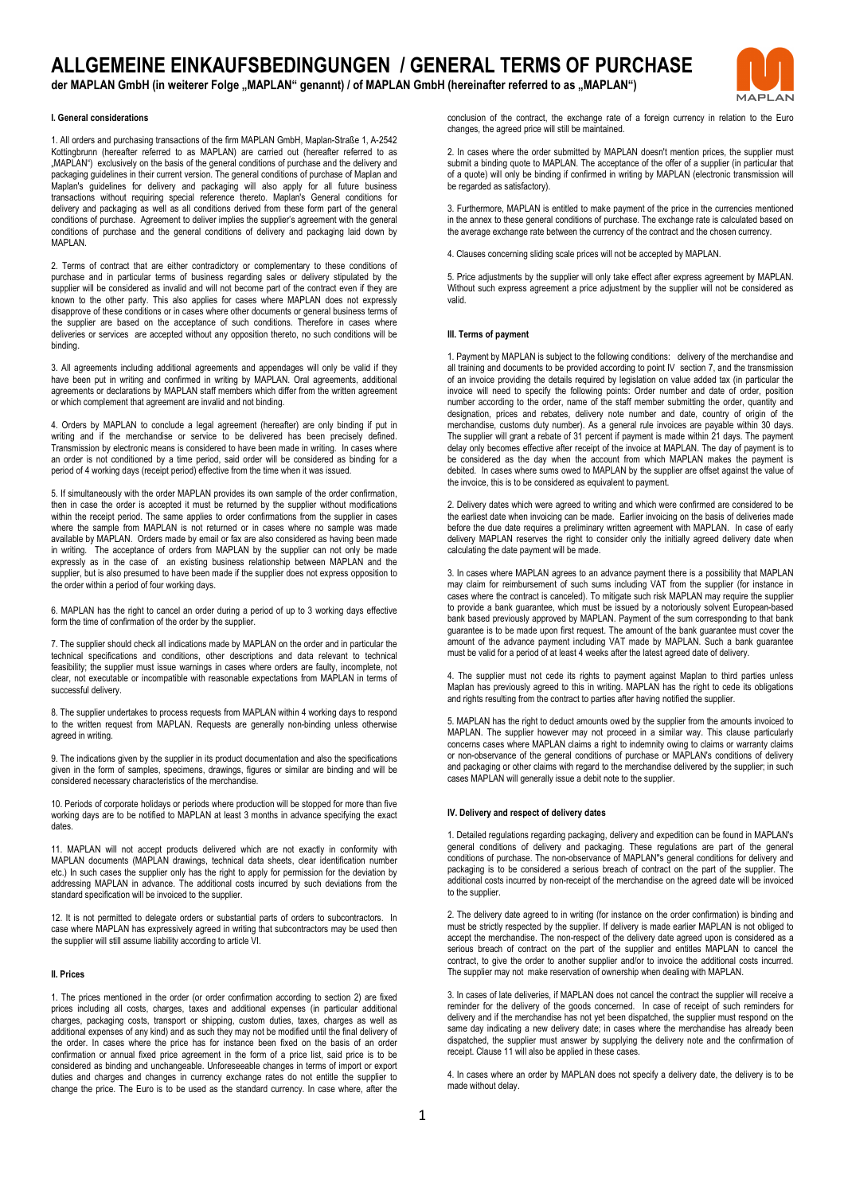# ALLGEMEINE EINKAUFSBEDINGUNGEN / GENERAL TERMS OF PURCHASE

**der MAPLAN GmbH (in weiterer Folge „MAPLAN" genannt) / of MAPLAN GmbH (hereinafter referred to as „MAPLAN")**

### I. General considerations

1. All orders and purchasing transactions of the firm MAPLAN GmbH, Maplan-Straße 1, A-2542 Kottingbrunn (hereafter referred to as MAPLAN) are carried out (hereafter referred to as „MAPLAN") exclusively on the basis of the general conditions of purchase and the delivery and packaging guidelines in their current version. The general conditions of purchase of Maplan and Maplan's guidelines for delivery and packaging will also apply for all future business transactions without requiring special reference thereto. Maplan's General conditions for delivery and packaging as well as all conditions derived from these form part of the general conditions of purchase. Agreement to deliver implies the supplier's agreement with the general conditions of purchase and the general conditions of delivery and packaging laid down by MAPLAN.

2. Terms of contract that are either contradictory or complementary to these conditions of purchase and in particular terms of business regarding sales or delivery stipulated by the supplier will be considered as invalid and will not become part of the contract even if they are known to the other party. This also applies for cases where MAPLAN does not expressly disapprove of these conditions or in cases where other documents or general business terms of the supplier are based on the acceptance of such conditions. Therefore in cases where deliveries or services are accepted without any opposition thereto, no such conditions will be binding.

3. All agreements including additional agreements and appendages will only be valid if they have been put in writing and confirmed in writing by MAPLAN. Oral agreements, additional agreements or declarations by MAPLAN staff members which differ from the written agreement or which complement that agreement are invalid and not binding.

4. Orders by MAPLAN to conclude a legal agreement (hereafter) are only binding if put in writing and if the merchandise or service to be delivered has been precisely defined. Transmission by electronic means is considered to have been made in writing. In cases where an order is not conditioned by a time period, said order will be considered as binding for a period of 4 working days (receipt period) effective from the time when it was issued.

5. If simultaneously with the order MAPLAN provides its own sample of the order confirmation, then in case the order is accepted it must be returned by the supplier without modifications within the receipt period. The same applies to order confirmations from the supplier in cases where the sample from MAPLAN is not returned or in cases where no sample was made available by MAPLAN. Orders made by email or fax are also considered as having been made in writing. The acceptance of orders from MAPLAN by the supplier can not only be made expressly as in the case of an existing business relationship between MAPLAN and the supplier, but is also presumed to have been made if the supplier does not express opposition to the order within a period of four working days.

6. MAPLAN has the right to cancel an order during a period of up to 3 working days effective form the time of confirmation of the order by the supplier.

7. The supplier should check all indications made by MAPLAN on the order and in particular the technical specifications and conditions, other descriptions and data relevant to technical feasibility; the supplier must issue warnings in cases where orders are faulty, incomplete, not clear, not executable or incompatible with reasonable expectations from MAPLAN in terms of successful delivery.

8. The supplier undertakes to process requests from MAPLAN within 4 working days to respond to the written request from MAPLAN. Requests are generally non-binding unless otherwise agreed in writing.

9. The indications given by the supplier in its product documentation and also the specifications given in the form of samples, specimens, drawings, figures or similar are binding and will be considered necessary characteristics of the merchandise.

10. Periods of corporate holidays or periods where production will be stopped for more than five working days are to be notified to MAPLAN at least 3 months in advance specifying the exact dates.

11. MAPLAN will not accept products delivered which are not exactly in conformity with MAPLAN documents (MAPLAN drawings, technical data sheets, clear identification number etc.) In such cases the supplier only has the right to apply for permission for the deviation by addressing MAPLAN in advance. The additional costs incurred by such deviations from the standard specification will be invoiced to the supplier.

12. It is not permitted to delegate orders or substantial parts of orders to subcontractors. In case where MAPLAN has expressively agreed in writing that subcontractors may be used then the supplier will still assume liability according to article VI.

### II. Prices

1. The prices mentioned in the order (or order confirmation according to section 2) are fixed prices including all costs, charges, taxes and additional expenses (in particular additional charges, packaging costs, transport or shipping, custom duties, taxes, charges as well as additional expenses of any kind) and as such they may not be modified until the final delivery of the order. In cases where the price has for instance been fixed on the basis of an order confirmation or annual fixed price agreement in the form of a price list, said price is to be considered as binding and unchangeable. Unforeseeable changes in terms of import or export duties and charges and changes in currency exchange rates do not entitle the supplier to change the price. The Euro is to be used as the standard currency. In case where, after the conclusion of the contract, the exchange rate of a foreign currency in relation to the Euro changes, the agreed price will still be maintained.

2. In cases where the order submitted by MAPLAN doesn't mention prices, the supplier must submit a binding quote to MAPLAN. The acceptance of the offer of a supplier (in particular that of a quote) will only be binding if confirmed in writing by MAPLAN (electronic transmission will be regarded as satisfactory).

3. Furthermore, MAPLAN is entitled to make payment of the price in the currencies mentioned in the annex to these general conditions of purchase. The exchange rate is calculated based on the average exchange rate between the currency of the contract and the chosen currency.

4. Clauses concerning sliding scale prices will not be accepted by MAPLAN.

5. Price adjustments by the supplier will only take effect after express agreement by MAPLAN. Without such express agreement a price adjustment by the supplier will not be considered as valid.

### III. Terms of payment

1. Payment by MAPLAN is subject to the following conditions: delivery of the merchandise and all training and documents to be provided according to point IV section 7, and the transmission of an invoice providing the details required by legislation on value added tax (in particular the invoice will need to specify the following points: Order number and date of order, position number according to the order, name of the staff member submitting the order, quantity and designation, prices and rebates, delivery note number and date, country of origin of the merchandise, customs duty number). As a general rule invoices are payable within 30 days. The supplier will grant a rebate of 31 percent if payment is made within 21 days. The payment delay only becomes effective after receipt of the invoice at MAPLAN. The day of payment is to be considered as the day when the account from which MAPLAN makes the payment is debited. In cases where sums owed to MAPLAN by the supplier are offset against the value of the invoice, this is to be considered as equivalent to payment.

2. Delivery dates which were agreed to writing and which were confirmed are considered to be the earliest date when invoicing can be made. Earlier invoicing on the basis of deliveries made before the due date requires a preliminary written agreement with MAPLAN. In case of early delivery MAPLAN reserves the right to consider only the initially agreed delivery date when calculating the date payment will be made.

3. In cases where MAPLAN agrees to an advance payment there is a possibility that MAPLAN may claim for reimbursement of such sums including VAT from the supplier (for instance in cases where the contract is canceled). To mitigate such risk MAPLAN may require the supplier to provide a bank guarantee, which must be issued by a notoriously solvent European-based bank based previously approved by MAPLAN. Payment of the sum corresponding to that bank guarantee is to be made upon first request. The amount of the bank guarantee must cover the amount of the advance payment including VAT made by MAPLAN. Such a bank guarantee must be valid for a period of at least 4 weeks after the latest agreed date of delivery.

4. The supplier must not cede its rights to payment against Maplan to third parties unless Maplan has previously agreed to this in writing. MAPLAN has the right to cede its obligations and rights resulting from the contract to parties after having notified the supplier.

5. MAPLAN has the right to deduct amounts owed by the supplier from the amounts invoiced to MAPLAN. The supplier however may not proceed in a similar way. This clause particularly concerns cases where MAPLAN claims a right to indemnity owing to claims or warranty claims or non-observance of the general conditions of purchase or MAPLAN's conditions of delivery and packaging or other claims with regard to the merchandise delivered by the supplier; in such cases MAPLAN will generally issue a debit note to the supplier.

### IV. Delivery and respect of delivery dates

1. Detailed regulations regarding packaging, delivery and expedition can be found in MAPLAN's general conditions of delivery and packaging. These regulations are part of the general conditions of purchase. The non-observance of MAPLAN"s general conditions for delivery and packaging is to be considered a serious breach of contract on the part of the supplier. The additional costs incurred by non-receipt of the merchandise on the agreed date will be invoiced to the supplier.

2. The delivery date agreed to in writing (for instance on the order confirmation) is binding and must be strictly respected by the supplier. If delivery is made earlier MAPLAN is not obliged to accept the merchandise. The non-respect of the delivery date agreed upon is considered as a serious breach of contract on the part of the supplier and entitles MAPLAN to cancel the contract, to give the order to another supplier and/or to invoice the additional costs incurred. The supplier may not make reservation of ownership when dealing with MAPLAN.

3. In cases of late deliveries, if MAPLAN does not cancel the contract the supplier will receive a reminder for the delivery of the goods concerned. In case of receipt of such reminders for delivery and if the merchandise has not yet been dispatched, the supplier must respond on the same day indicating a new delivery date; in cases where the merchandise has already been dispatched, the supplier must answer by supplying the delivery note and the confirmation of receipt. Clause 11 will also be applied in these cases.

4. In cases where an order by MAPLAN does not specify a delivery date, the delivery is to be made without delay.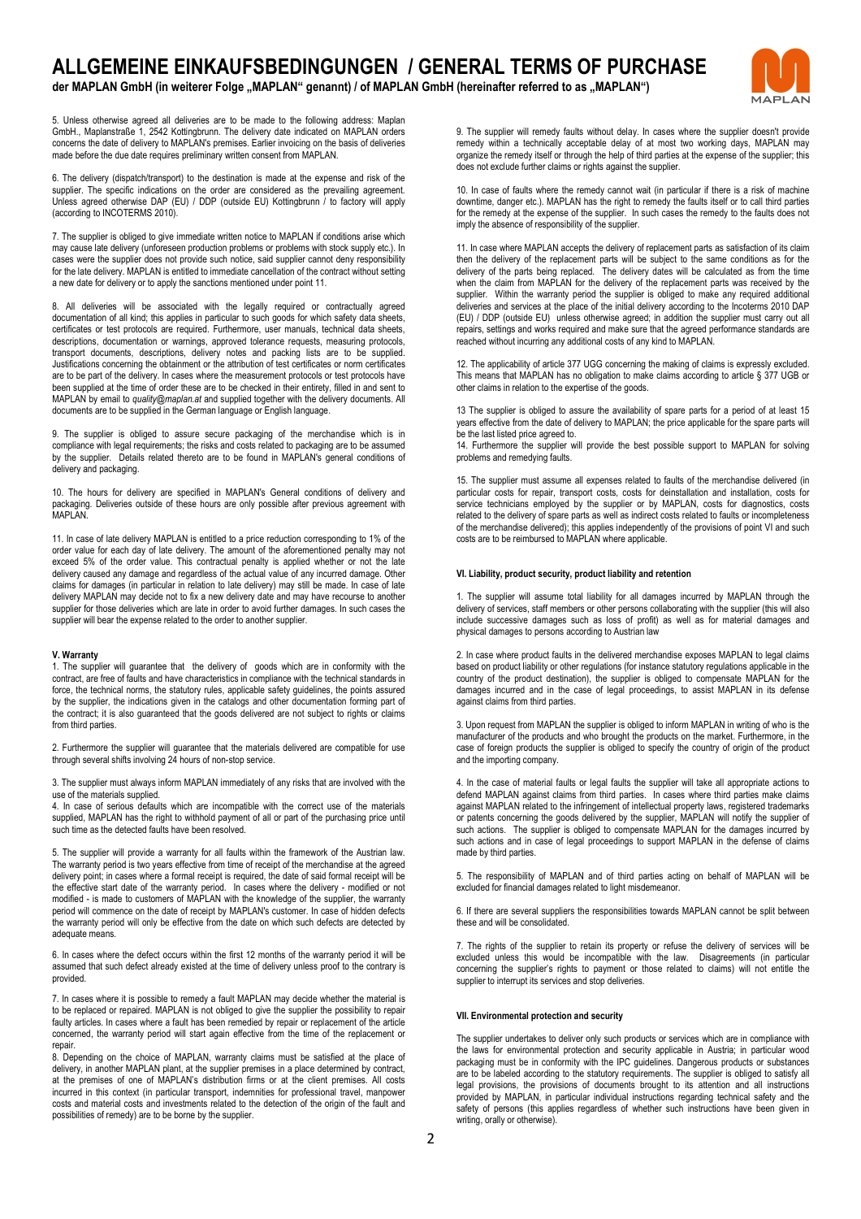5. Unless otherwise agreed all deliveries are to be made to the following address: Maplan GmbH., Maplanstraße 1, 2542 Kottingbrunn. The delivery date indicated on MAPLAN orders concerns the date of delivery to MAPLAN's premises. Earlier invoicing on the basis of deliveries made before the due date requires preliminary written consent from MAPLAN.

6. The delivery (dispatch/transport) to the destination is made at the expense and risk of the supplier. The specific indications on the order are considered as the prevailing agreement. Unless agreed otherwise DAP (EU) / DDP (outside EU) Kottingbrunn / to factory will apply (according to INCOTERMS 2010).

7. The supplier is obliged to give immediate written notice to MAPLAN if conditions arise which may cause late delivery (unforeseen production problems or problems with stock supply etc.). In cases were the supplier does not provide such notice, said supplier cannot deny responsibility for the late delivery. MAPLAN is entitled to immediate cancellation of the contract without setting a new date for delivery or to apply the sanctions mentioned under point 11.

8. All deliveries will be associated with the legally required or contractually agreed documentation of all kind; this applies in particular to such goods for which safety data sheets, certificates or test protocols are required. Furthermore, user manuals, technical data sheets, descriptions, documentation or warnings, approved tolerance requests, measuring protocols, transport documents, descriptions, delivery notes and packing lists are to be supplied. Justifications concerning the obtainment or the attribution of test certificates or norm certificates are to be part of the delivery. In cases where the measurement protocols or test protocols have been supplied at the time of order these are to be checked in their entirety, filled in and sent to MAPLAN by email to *quality@maplan.at* and supplied together with the delivery documents. All documents are to be supplied in the German language or English language.

9. The supplier is obliged to assure secure packaging of the merchandise which is in compliance with legal requirements; the risks and costs related to packaging are to be assumed by the supplier. Details related thereto are to be found in MAPLAN's general conditions of delivery and packaging.

10. The hours for delivery are specified in MAPLAN's General conditions of delivery and packaging. Deliveries outside of these hours are only possible after previous agreement with MAPLAN.

11. In case of late delivery MAPLAN is entitled to a price reduction corresponding to 1% of the order value for each day of late delivery. The amount of the aforementioned penalty may not exceed 5% of the order value. This contractual penalty is applied whether or not the late delivery caused any damage and regardless of the actual value of any incurred damage. Other claims for damages (in particular in relation to late delivery) may still be made. In case of late delivery MAPLAN may decide not to fix a new delivery date and may have recourse to another supplier for those deliveries which are late in order to avoid further damages. In such cases the supplier will bear the expense related to the order to another supplier.

### V. Warranty

1. The supplier will guarantee that the delivery of goods which are in conformity with the contract, are free of faults and have characteristics in compliance with the technical standards in force, the technical norms, the statutory rules, applicable safety guidelines, the points assured by the supplier, the indications given in the catalogs and other documentation forming part of the contract; it is also guaranteed that the goods delivered are not subject to rights or claims from third parties.

2. Furthermore the supplier will guarantee that the materials delivered are compatible for use through several shifts involving 24 hours of non-stop service.

3. The supplier must always inform MAPLAN immediately of any risks that are involved with the use of the materials supplied.

4. In case of serious defaults which are incompatible with the correct use of the materials supplied, MAPLAN has the right to withhold payment of all or part of the purchasing price until such time as the detected faults have been resolved.

5. The supplier will provide a warranty for all faults within the framework of the Austrian law. The warranty period is two years effective from time of receipt of the merchandise at the agreed delivery point; in cases where a formal receipt is required, the date of said formal receipt will be the effective start date of the warranty period. In cases where the delivery - modified or not modified - is made to customers of MAPLAN with the knowledge of the supplier, the warranty period will commence on the date of receipt by MAPLAN's customer. In case of hidden defects the warranty period will only be effective from the date on which such defects are detected by adequate means.

6. In cases where the defect occurs within the first 12 months of the warranty period it will be assumed that such defect already existed at the time of delivery unless proof to the contrary is provided.

7. In cases where it is possible to remedy a fault MAPLAN may decide whether the material is to be replaced or repaired. MAPLAN is not obliged to give the supplier the possibility to repair faulty articles. In cases where a fault has been remedied by repair or replacement of the article concerned, the warranty period will start again effective from the time of the replacement or repair.

8. Depending on the choice of MAPLAN, warranty claims must be satisfied at the place of delivery, in another MAPLAN plant, at the supplier premises in a place determined by contract, at the premises of one of MAPLAN's distribution firms or at the client premises. All costs incurred in this context (in particular transport, indemnities for professional travel, manpower costs and material costs and investments related to the detection of the origin of the fault and possibilities of remedy) are to be borne by the supplier.

9. The supplier will remedy faults without delay. In cases where the supplier doesn't provide remedy within a technically acceptable delay of at most two working days, MAPLAN may organize the remedy itself or through the help of third parties at the expense of the supplier; this does not exclude further claims or rights against the supplier.

10. In case of faults where the remedy cannot wait (in particular if there is a risk of machine downtime, danger etc.). MAPLAN has the right to remedy the faults itself or to call third parties for the remedy at the expense of the supplier. In such cases the remedy to the faults does not imply the absence of responsibility of the supplier.

11. In case where MAPLAN accepts the delivery of replacement parts as satisfaction of its claim then the delivery of the replacement parts will be subject to the same conditions as for the delivery of the parts being replaced. The delivery dates will be calculated as from the time when the claim from MAPLAN for the delivery of the replacement parts was received by the supplier. Within the warranty period the supplier is obliged to make any required additional deliveries and services at the place of the initial delivery according to the Incoterms 2010 DAP (EU) / DDP (outside EU) unless otherwise agreed; in addition the supplier must carry out all repairs, settings and works required and make sure that the agreed performance standards are reached without incurring any additional costs of any kind to MAPLAN.

12. The applicability of article 377 UGG concerning the making of claims is expressly excluded. This means that MAPLAN has no obligation to make claims according to article § 377 UGB or other claims in relation to the expertise of the goods.

13 The supplier is obliged to assure the availability of spare parts for a period of at least 15 years effective from the date of delivery to MAPLAN; the price applicable for the spare parts will be the last listed price agreed to.

14. Furthermore the supplier will provide the best possible support to MAPLAN for solving problems and remedying faults.

15. The supplier must assume all expenses related to faults of the merchandise delivered (in particular costs for repair, transport costs, costs for deinstallation and installation, costs for service technicians employed by the supplier or by MAPLAN, costs for diagnostics, costs related to the delivery of spare parts as well as indirect costs related to faults or incompleteness of the merchandise delivered); this applies independently of the provisions of point VI and such costs are to be reimbursed to MAPLAN where applicable.

### VI. Liability, product security, product liability and retention

1. The supplier will assume total liability for all damages incurred by MAPLAN through the delivery of services, staff members or other persons collaborating with the supplier (this will also include successive damages such as loss of profit) as well as for material damages and physical damages to persons according to Austrian law

2. In case where product faults in the delivered merchandise exposes MAPLAN to legal claims based on product liability or other regulations (for instance statutory regulations applicable in the country of the product destination), the supplier is obliged to compensate MAPLAN for the damages incurred and in the case of legal proceedings, to assist MAPLAN in its defense against claims from third parties.

3. Upon request from MAPLAN the supplier is obliged to inform MAPLAN in writing of who is the manufacturer of the products and who brought the products on the market. Furthermore, in the case of foreign products the supplier is obliged to specify the country of origin of the product and the importing company.

4. In the case of material faults or legal faults the supplier will take all appropriate actions to defend MAPLAN against claims from third parties. In cases where third parties make claims against MAPLAN related to the infringement of intellectual property laws, registered trademarks or patents concerning the goods delivered by the supplier, MAPLAN will notify the supplier of such actions. The supplier is obliged to compensate MAPLAN for the damages incurred by such actions and in case of legal proceedings to support MAPLAN in the defense of claims made by third parties.

5. The responsibility of MAPLAN and of third parties acting on behalf of MAPLAN will be excluded for financial damages related to light misdemeanor.

6. If there are several suppliers the responsibilities towards MAPLAN cannot be split between these and will be consolidated.

7. The rights of the supplier to retain its property or refuse the delivery of services will be excluded unless this would be incompatible with the law. Disagreements (in particular concerning the supplier's rights to payment or those related to claims) will not entitle the supplier to interrupt its services and stop deliveries.

### VII. Environmental protection and security

The supplier undertakes to deliver only such products or services which are in compliance with the laws for environmental protection and security applicable in Austria; in particular wood packaging must be in conformity with the IPC guidelines. Dangerous products or substances are to be labeled according to the statutory requirements. The supplier is obliged to satisfy all legal provisions, the provisions of documents brought to its attention and all instructions provided by MAPLAN, in particular individual instructions regarding technical safety and the safety of persons (this applies regardless of whether such instructions have been given in writing, orally or otherwise).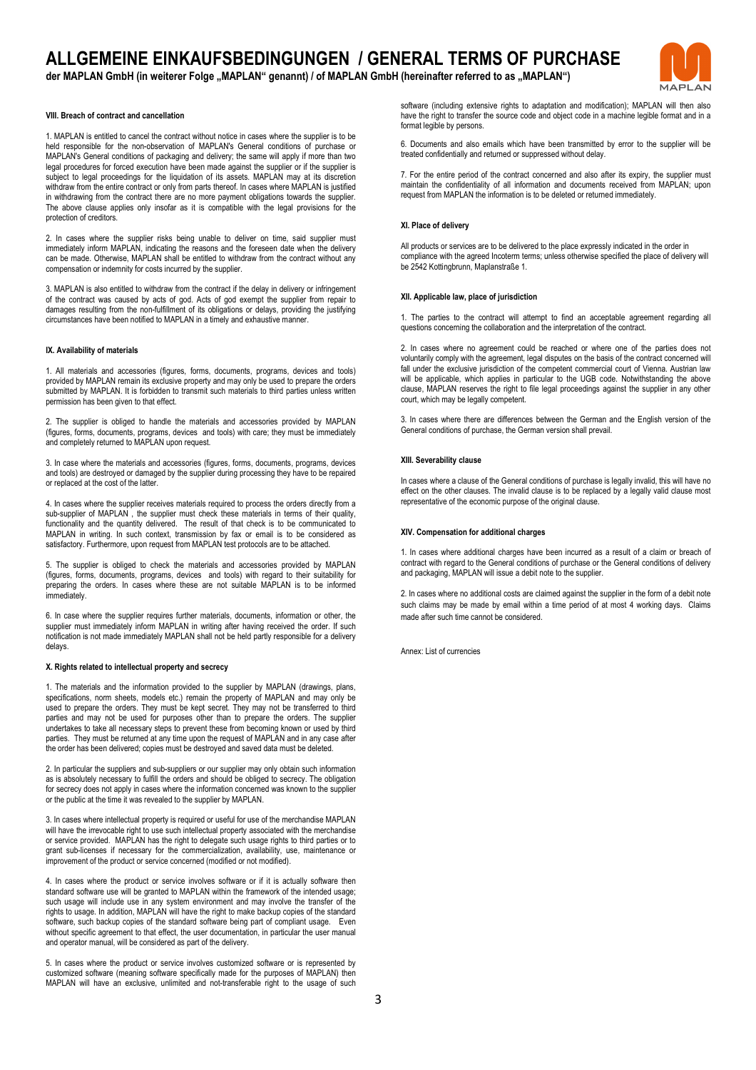## VIII. Breach of contract and cancellation

1. MAPLAN is entitled to cancel the contract without notice in cases where the supplier is to be held responsible for the non-observation of MAPLAN's General conditions of purchase or MAPLAN's General conditions of packaging and delivery; the same will apply if more than two legal procedures for forced execution have been made against the supplier or if the supplier is subject to legal proceedings for the liquidation of its assets. MAPLAN may at its discretion withdraw from the entire contract or only from parts thereof. In cases where MAPLAN is justified in withdrawing from the contract there are no more payment obligations towards the supplier. The above clause applies only insofar as it is compatible with the legal provisions for the protection of creditors.

2. In cases where the supplier risks being unable to deliver on time, said supplier must immediately inform MAPLAN, indicating the reasons and the foreseen date when the delivery can be made. Otherwise, MAPLAN shall be entitled to withdraw from the contract without any compensation or indemnity for costs incurred by the supplier.

3. MAPLAN is also entitled to withdraw from the contract if the delay in delivery or infringement of the contract was caused by acts of god. Acts of god exempt the supplier from repair to damages resulting from the non-fulfillment of its obligations or delays, providing the justifying circumstances have been notified to MAPLAN in a timely and exhaustive manner.

## IX. Availability of materials

1. All materials and accessories (figures, forms, documents, programs, devices and tools) provided by MAPLAN remain its exclusive property and may only be used to prepare the orders submitted by MAPLAN. It is forbidden to transmit such materials to third parties unless written permission has been given to that effect.

2. The supplier is obliged to handle the materials and accessories provided by MAPLAN (figures, forms, documents, programs, devices and tools) with care; they must be immediately and completely returned to MAPLAN upon request.

3. In case where the materials and accessories (figures, forms, documents, programs, devices and tools) are destroyed or damaged by the supplier during processing they have to be repaired or replaced at the cost of the latter.

4. In cases where the supplier receives materials required to process the orders directly from a sub-supplier of MAPLAN , the supplier must check these materials in terms of their quality, functionality and the quantity delivered. The result of that check is to be communicated to MAPLAN in writing. In such context, transmission by fax or email is to be considered as satisfactory. Furthermore, upon request from MAPLAN test protocols are to be attached.

5. The supplier is obliged to check the materials and accessories provided by MAPLAN (figures, forms, documents, programs, devices and tools) with regard to their suitability for preparing the orders. In cases where these are not suitable MAPLAN is to be informed immediately.

6. In case where the supplier requires further materials, documents, information or other, the supplier must immediately inform MAPLAN in writing after having received the order. If such notification is not made immediately MAPLAN shall not be held partly responsible for a delivery delays.

## X. Rights related to intellectual property and secrecy

1. The materials and the information provided to the supplier by MAPLAN (drawings, plans, specifications, norm sheets, models etc.) remain the property of MAPLAN and may only be used to prepare the orders. They must be kept secret. They may not be transferred to third parties and may not be used for purposes other than to prepare the orders. The supplier undertakes to take all necessary steps to prevent these from becoming known or used by third parties. They must be returned at any time upon the request of MAPLAN and in any case after the order has been delivered; copies must be destroyed and saved data must be deleted.

2. In particular the suppliers and sub-suppliers or our supplier may only obtain such information as is absolutely necessary to fulfill the orders and should be obliged to secrecy. The obligation for secrecy does not apply in cases where the information concerned was known to the supplier or the public at the time it was revealed to the supplier by MAPLAN.

3. In cases where intellectual property is required or useful for use of the merchandise MAPLAN will have the irrevocable right to use such intellectual property associated with the merchandise or service provided. MAPLAN has the right to delegate such usage rights to third parties or to grant sub-licenses if necessary for the commercialization, availability, use, maintenance or improvement of the product or service concerned (modified or not modified).

4. In cases where the product or service involves software or if it is actually software then standard software use will be granted to MAPLAN within the framework of the intended usage; such usage will include use in any system environment and may involve the transfer of the rights to usage. In addition, MAPLAN will have the right to make backup copies of the standard software, such backup copies of the standard software being part of compliant usage. Even without specific agreement to that effect, the user documentation, in particular the user manual and operator manual, will be considered as part of the delivery.

5. In cases where the product or service involves customized software or is represented by customized software (meaning software specifically made for the purposes of MAPLAN) then MAPLAN will have an exclusive, unlimited and not-transferable right to the usage of such software (including extensive rights to adaptation and modification); MAPLAN will then also have the right to transfer the source code and object code in a machine legible format and in a format legible by persons.

6. Documents and also emails which have been transmitted by error to the supplier will be treated confidentially and returned or suppressed without delay.

7. For the entire period of the contract concerned and also after its expiry, the supplier must maintain the confidentiality of all information and documents received from MAPLAN; upon request from MAPLAN the information is to be deleted or returned immediately.

## XI. Place of delivery

All products or services are to be delivered to the place expressly indicated in the order in compliance with the agreed Incoterm terms; unless otherwise specified the place of delivery will be 2542 Kottingbrunn, Maplanstraße 1.

## XII. Applicable law, place of jurisdiction

1. The parties to the contract will attempt to find an acceptable agreement regarding all questions concerning the collaboration and the interpretation of the contract.

2. In cases where no agreement could be reached or where one of the parties does not voluntarily comply with the agreement, legal disputes on the basis of the contract concerned will fall under the exclusive jurisdiction of the competent commercial court of Vienna. Austrian law will be applicable, which applies in particular to the UGB code. Notwithstanding the above clause, MAPLAN reserves the right to file legal proceedings against the supplier in any other court, which may be legally competent.

3. In cases where there are differences between the German and the English version of the General conditions of purchase, the German version shall prevail.

## XIII. Severability clause

In cases where a clause of the General conditions of purchase is legally invalid, this will have no effect on the other clauses. The invalid clause is to be replaced by a legally valid clause most representative of the economic purpose of the original clause.

## XIV. Compensation for additional charges

1. In cases where additional charges have been incurred as a result of a claim or breach of contract with regard to the General conditions of purchase or the General conditions of delivery and packaging, MAPLAN will issue a debit note to the supplier.

2. In cases where no additional costs are claimed against the supplier in the form of a debit note such claims may be made by email within a time period of at most 4 working days. Claims made after such time cannot be considered.

Annex: List of currencies